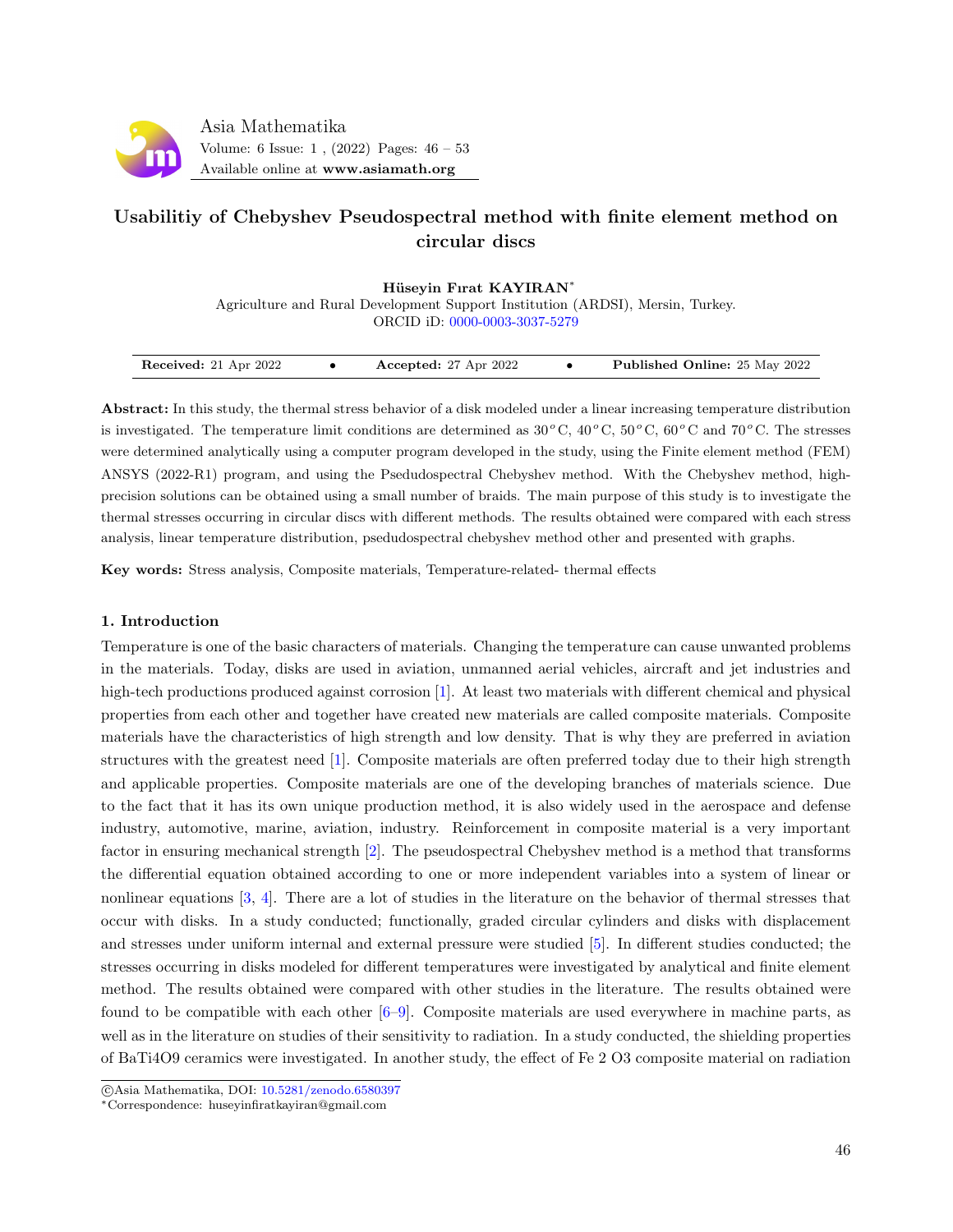# Usabilitiy of Chebyshev Pseudospectral method with finite element method on circular discs

**Hüseyin Fırat KAYIRAN***

Agriculture and Rural Development Support Institution (ARDSI), Mersin, Turkey.
ORCID iD: 0000-0003-3037-5279

**Received:** 21 Apr 2022 • **Accepted:** 27 Apr 2022 • **Published Online:** 25 May 2022

**Abstract:** In this study, the thermal stress behavior of a disk modeled under a linear increasing temperature distribution is investigated. The temperature limit conditions are determined as $30^oC$, $40^oC$, $50^oC$, $60^oC$ and $70^oC$. The stresses were determined analytically using a computer program developed in the study, using the Finite element method (FEM) ANSYS (2022-R1) program, and using the Psedudospectral Chebyshev method. With the Chebyshev method, high-precision solutions can be obtained using a small number of braids. The main purpose of this study is to investigate the thermal stresses occurring in circular discs with different methods. The results obtained were compared with each stress analysis, linear temperature distribution, psedudospectral chebyshev method other and presented with graphs.

**Key words:** Stress analysis, Composite materials, Temperature-related- thermal effects

## 1. Introduction

Temperature is one of the basic characters of materials. Changing the temperature can cause unwanted problems in the materials. Today, disks are used in aviation, unmanned aerial vehicles, aircraft and jet industries and high-tech productions produced against corrosion [1]. At least two materials with different chemical and physical properties from each other and together have created new materials are called composite materials. Composite materials have the characteristics of high strength and low density. That is why they are preferred in aviation structures with the greatest need [1]. Composite materials are often preferred today due to their high strength and applicable properties. Composite materials are one of the developing branches of materials science. Due to the fact that it has its own unique production method, it is also widely used in the aerospace and defense industry, automotive, marine, aviation, industry. Reinforcement in composite material is a very important factor in ensuring mechanical strength [2]. The pseudospectral Chebyshev method is a method that transforms the differential equation obtained according to one or more independent variables into a system of linear or nonlinear equations [3, 4]. There are a lot of studies in the literature on the behavior of thermal stresses that occur with disks. In a study conducted; functionally, graded circular cylinders and disks with displacement and stresses under uniform internal and external pressure were studied [5]. In different studies conducted; the stresses occurring in disks modeled for different temperatures were investigated by analytical and finite element method. The results obtained were compared with other studies in the literature. The results obtained were found to be compatible with each other [6–9]. Composite materials are used everywhere in machine parts, as well as in the literature on studies of their sensitivity to radiation. In a study conducted, the shielding properties of BaTi4O9 ceramics were investigated. In another study, the effect of Fe 2 O3 composite material on radiation

---

©Asia Mathematika, DOI: 10.5281/zenodo.6580397
*Correspondence: huseyinfiratkayiran@gmail.com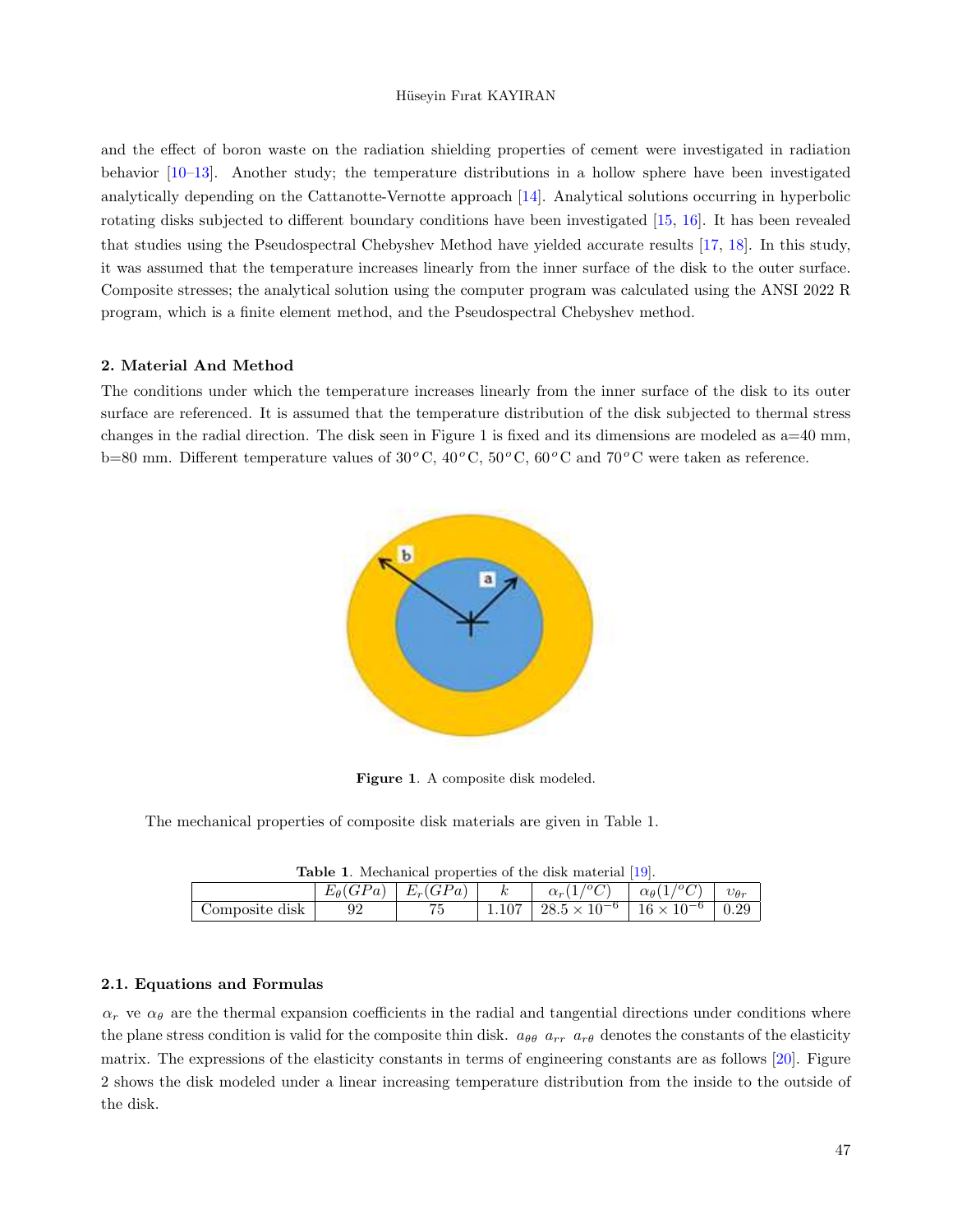and the effect of boron waste on the radiation shielding properties of cement were investigated in radiation behavior [10–13]. Another study; the temperature distributions in a hollow sphere have been investigated analytically depending on the Cattanotte-Vernotte approach [14]. Analytical solutions occurring in hyperbolic rotating disks subjected to different boundary conditions have been investigated [15, 16]. It has been revealed that studies using the Pseudospectral Chebyshev Method have yielded accurate results [17, 18]. In this study, it was assumed that the temperature increases linearly from the inner surface of the disk to the outer surface. Composite stresses; the analytical solution using the computer program was calculated using the ANSI 2022 R program, which is a finite element method, and the Pseudospectral Chebyshev method.

### 2. Material And Method

The conditions under which the temperature increases linearly from the inner surface of the disk to its outer surface are referenced. It is assumed that the temperature distribution of the disk subjected to thermal stress changes in the radial direction. The disk seen in Figure 1 is fixed and its dimensions are modeled as a=40 mm, b=80 mm. Different temperature values of 30$^o$C, 40$^o$C, 50$^o$C, 60$^o$C and 70$^o$C were taken as reference.

**Figure 1**. A composite disk modeled.

The mechanical properties of composite disk materials are given in Table 1.

**Table 1**. Mechanical properties of the disk material [19].

| | $E_\theta(GPa)$ | $E_r(GPa)$ | $k$ | $\alpha_r(1/^oC)$ | $\alpha_\theta(1/^oC)$ | $\upsilon_{\theta r}$ |
|---|---|---|---|---|---|---|
| Composite disk | 92 | 75 | 1.107 | $28.5 \times 10^{-6}$ | $16 \times 10^{-6}$ | 0.29 |

#### 2.1. Equations and Formulas

$\alpha_r$ ve $\alpha_\theta$ are the thermal expansion coefficients in the radial and tangential directions under conditions where the plane stress condition is valid for the composite thin disk. $a_{\theta\theta}$ $a_{rr}$ $a_{r\theta}$ denotes the constants of the elasticity matrix. The expressions of the elasticity constants in terms of engineering constants are as follows [20]. Figure 2 shows the disk modeled under a linear increasing temperature distribution from the inside to the outside of the disk.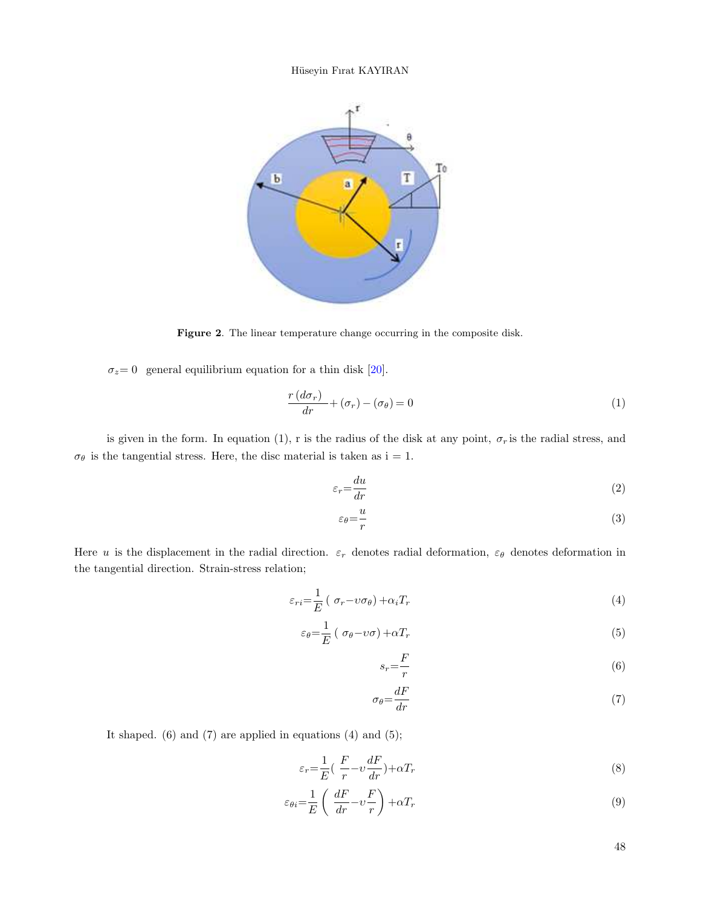Figure 2. The linear temperature change occurring in the composite disk.

$\sigma_z = 0$ general equilibrium equation for a thin disk [20].

$$\frac{r\,(d\sigma_r)}{dr} + (\sigma_r) - (\sigma_\theta) = 0 \tag{1}$$

is given in the form. In equation (1), r is the radius of the disk at any point, $\sigma_r$ is the radial stress, and $\sigma_\theta$ is the tangential stress. Here, the disc material is taken as i = 1.

$$\varepsilon_r = \frac{du}{dr} \tag{2}$$

$$\varepsilon_\theta = \frac{u}{r} \tag{3}$$

Here $u$ is the displacement in the radial direction. $\varepsilon_r$ denotes radial deformation, $\varepsilon_\theta$ denotes deformation in the tangential direction. Strain-stress relation;

$$\varepsilon_{ri} = \frac{1}{E}\left(\,\sigma_r - \upsilon\sigma_\theta\right) + \alpha_i T_r \tag{4}$$

$$\varepsilon_\theta = \frac{1}{E}\left(\,\sigma_\theta - \upsilon\sigma\right) + \alpha T_r \tag{5}$$

$$s_r = \frac{F}{r} \tag{6}$$

$$\sigma_\theta = \frac{dF}{dr} \tag{7}$$

It shaped. (6) and (7) are applied in equations (4) and (5);

$$\varepsilon_r = \frac{1}{E}\left(\,\frac{F}{r} - \upsilon\frac{dF}{dr}\right) + \alpha T_r \tag{8}$$

$$\varepsilon_{\theta i} = \frac{1}{E}\left(\,\frac{dF}{dr} - \upsilon\frac{F}{r}\right) + \alpha T_r \tag{9}$$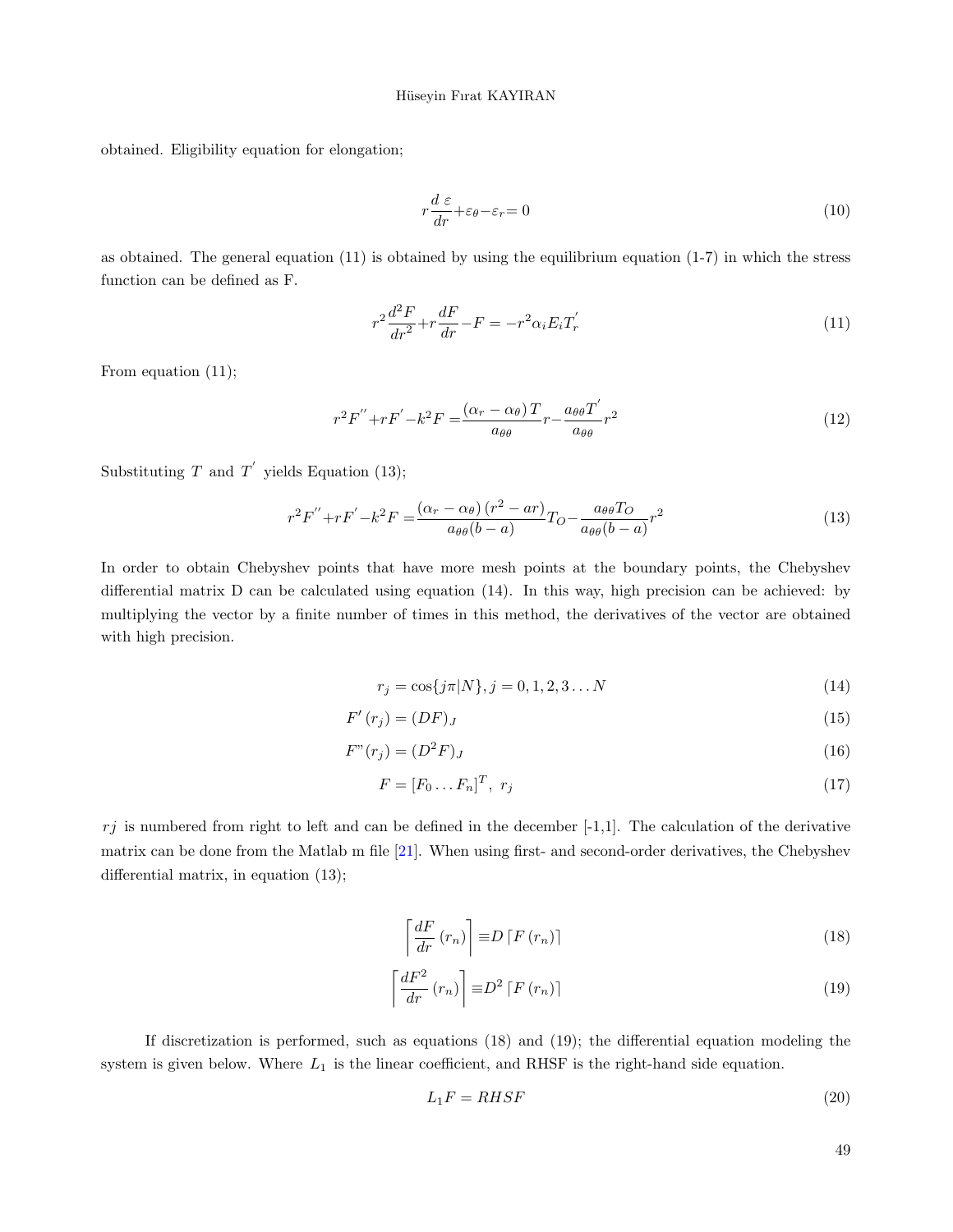obtained. Eligibility equation for elongation;

$$r\frac{d\ \varepsilon}{dr}+\varepsilon_{\theta}-\varepsilon_{r}=0 \tag{10}$$

as obtained. The general equation (11) is obtained by using the equilibrium equation (1-7) in which the stress function can be defined as F.

$$r^{2}\frac{d^{2}F}{dr^{2}}+r\frac{dF}{dr}-F=-r^{2}\alpha_{i}E_{i}T_{r}^{'} \tag{11}$$

From equation (11);

$$r^{2}F^{''}+rF^{'}-k^{2}F=\frac{(\alpha_{r}-\alpha_{\theta})\,T}{a_{\theta\theta}}r-\frac{a_{\theta\theta}T^{'}}{a_{\theta\theta}}r^{2} \tag{12}$$

Substituting $T$ and $T^{'}$ yields Equation (13);

$$r^{2}F^{''}+rF^{'}-k^{2}F=\frac{(\alpha_{r}-\alpha_{\theta})\,(r^{2}-ar)}{a_{\theta\theta}(b-a)}T_{O}-\frac{a_{\theta\theta}T_{O}}{a_{\theta\theta}(b-a)}r^{2} \tag{13}$$

In order to obtain Chebyshev points that have more mesh points at the boundary points, the Chebyshev differential matrix D can be calculated using equation (14). In this way, high precision can be achieved: by multiplying the vector by a finite number of times in this method, the derivatives of the vector are obtained with high precision.

$$r_{j}=\cos\{j\pi|N\},j=0,1,2,3\ldots N \tag{14}$$

$$F'\left(r_{j}\right)=(DF)_{J} \tag{15}$$

$$F"(r_{j})=(D^{2}F)_{J} \tag{16}$$

$$F=[F_{0}\ldots F_{n}]^{T},\ r_{j} \tag{17}$$

$rj$ is numbered from right to left and can be defined in the december [-1,1]. The calculation of the derivative matrix can be done from the Matlab m file [21]. When using first- and second-order derivatives, the Chebyshev differential matrix, in equation (13);

$$\left\lceil\frac{dF}{dr}\left(r_{n}\right)\right\rceil\equiv D\left\lceil F\left(r_{n}\right)\right\rceil \tag{18}$$

$$\left\lceil\frac{dF^{2}}{dr}\left(r_{n}\right)\right\rceil\equiv D^{2}\left\lceil F\left(r_{n}\right)\right\rceil \tag{19}$$

If discretization is performed, such as equations (18) and (19); the differential equation modeling the system is given below. Where $L_1$ is the linear coefficient, and RHSF is the right-hand side equation.

$$L_{1}F=RHSF \tag{20}$$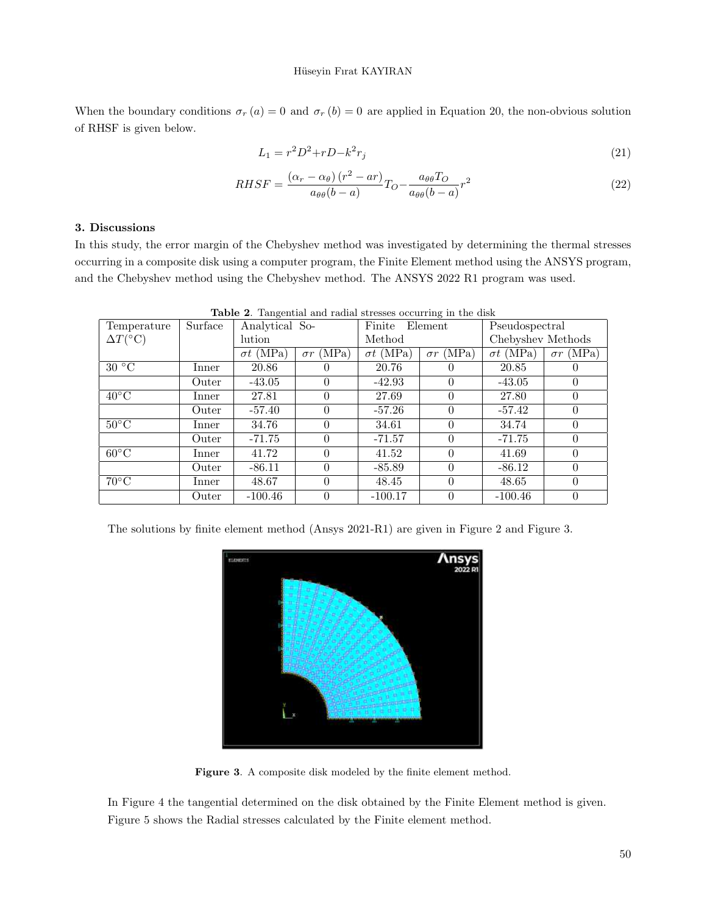When the boundary conditions $\sigma_r(a) = 0$ and $\sigma_r(b) = 0$ are applied in Equation 20, the non-obvious solution of RHSF is given below.

$$L_1 = r^2D^2 + rD - k^2r_j \tag{21}$$

$$RHSF = \frac{(\alpha_r - \alpha_\theta)(r^2 - ar)}{a_{\theta\theta}(b-a)}T_O - \frac{a_{\theta\theta}T_O}{a_{\theta\theta}(b-a)}r^2 \tag{22}$$

### 3. Discussions

In this study, the error margin of the Chebyshev method was investigated by determining the thermal stresses occurring in a composite disk using a computer program, the Finite Element method using the ANSYS program, and the Chebyshev method using the Chebyshev method. The ANSYS 2022 R1 program was used.

**Table 2**. Tangential and radial stresses occurring in the disk

| Temperature $\Delta T(^\circ\text{C})$ | Surface | Analytical Solution | | Finite Element Method | | Pseudospectral Chebyshev Methods | |
|---|---|---|---|---|---|---|---|
| | | $\sigma t$ (MPa) | $\sigma r$ (MPa) | $\sigma t$ (MPa) | $\sigma r$ (MPa) | $\sigma t$ (MPa) | $\sigma r$ (MPa) |
| 30 °C | Inner | 20.86 | 0 | 20.76 | 0 | 20.85 | 0 |
| | Outer | -43.05 | 0 | -42.93 | 0 | -43.05 | 0 |
| 40°C | Inner | 27.81 | 0 | 27.69 | 0 | 27.80 | 0 |
| | Outer | -57.40 | 0 | -57.26 | 0 | -57.42 | 0 |
| 50°C | Inner | 34.76 | 0 | 34.61 | 0 | 34.74 | 0 |
| | Outer | -71.75 | 0 | -71.57 | 0 | -71.75 | 0 |
| 60°C | Inner | 41.72 | 0 | 41.52 | 0 | 41.69 | 0 |
| | Outer | -86.11 | 0 | -85.89 | 0 | -86.12 | 0 |
| 70°C | Inner | 48.67 | 0 | 48.45 | 0 | 48.65 | 0 |
| | Outer | -100.46 | 0 | -100.17 | 0 | -100.46 | 0 |

The solutions by finite element method (Ansys 2021-R1) are given in Figure 2 and Figure 3.

**Figure 3**. A composite disk modeled by the finite element method.

In Figure 4 the tangential determined on the disk obtained by the Finite Element method is given. Figure 5 shows the Radial stresses calculated by the Finite element method.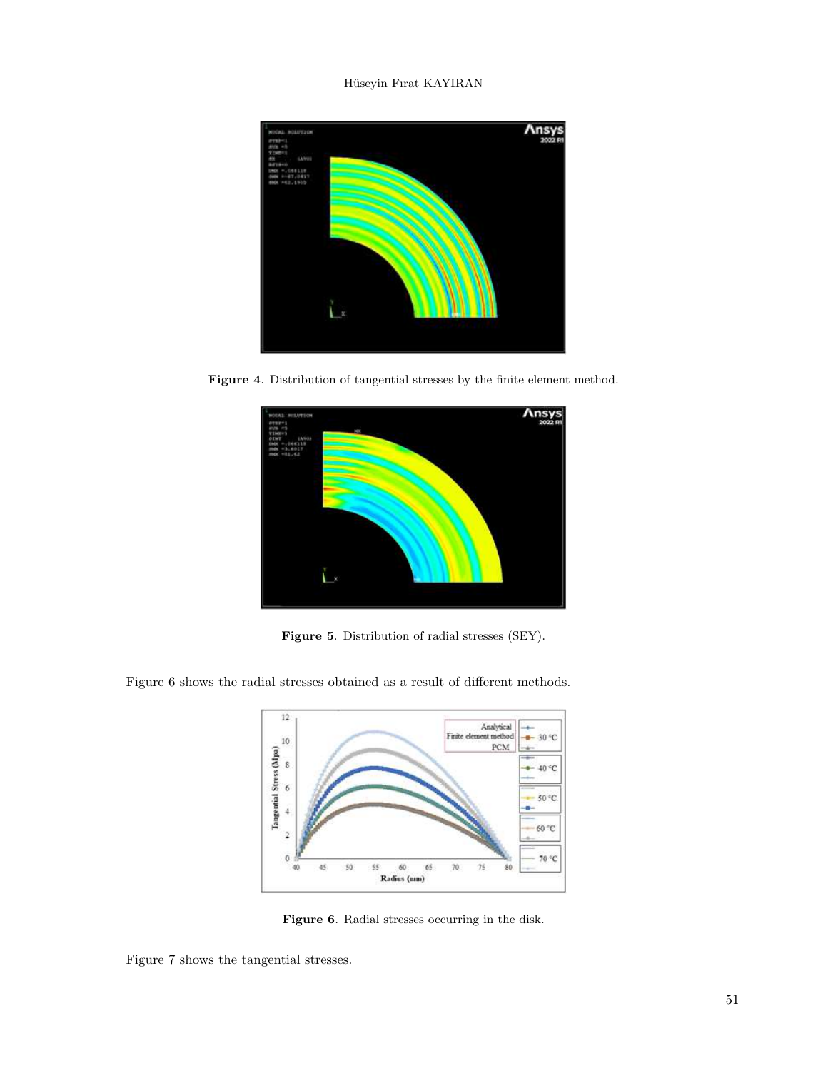**Figure 4**. Distribution of tangential stresses by the finite element method.

**Figure 5**. Distribution of radial stresses (SEY).

Figure 6 shows the radial stresses obtained as a result of different methods.

**Figure 6**. Radial stresses occurring in the disk.

Figure 7 shows the tangential stresses.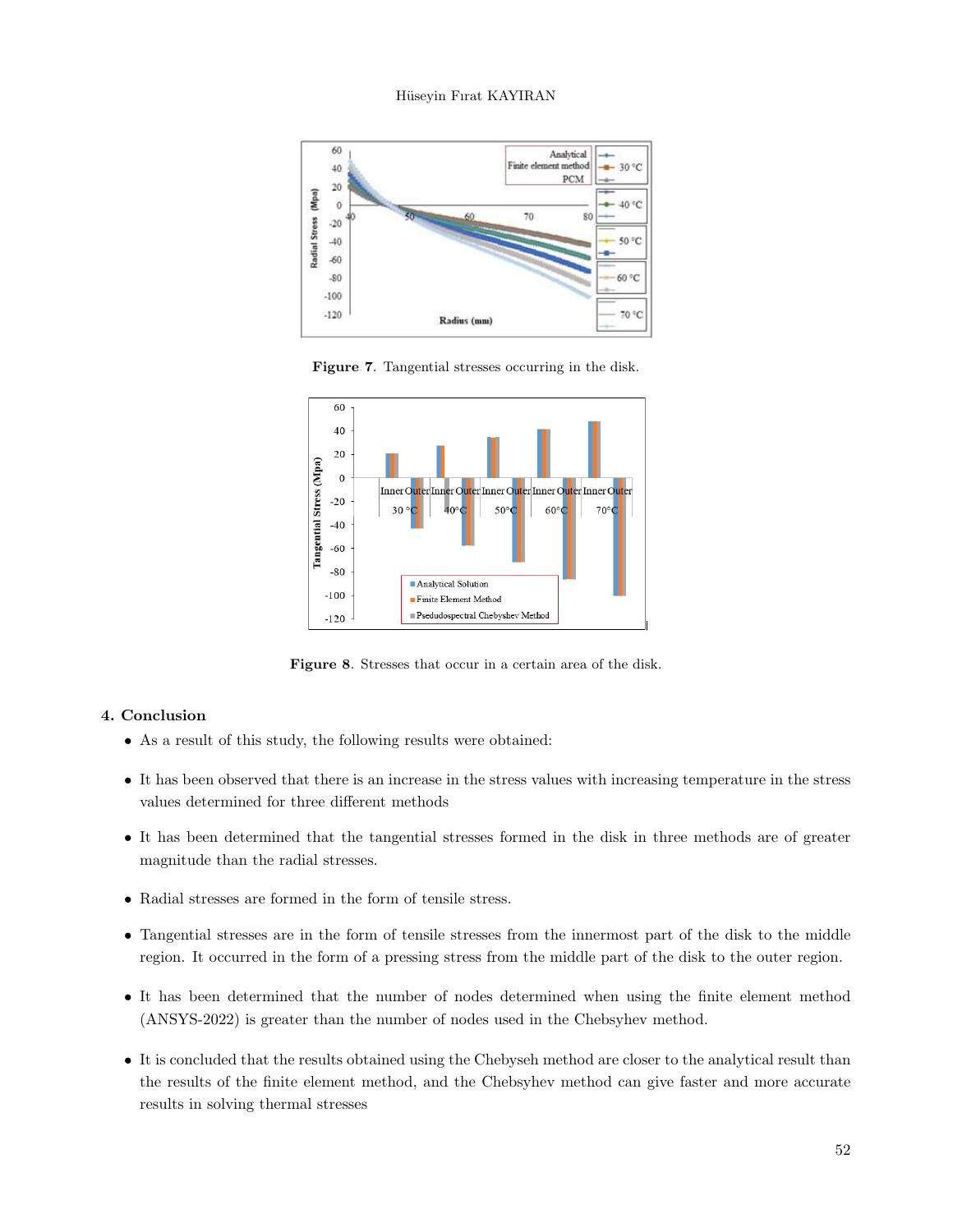**Figure 7**. Tangential stresses occurring in the disk.

**Figure 8**. Stresses that occur in a certain area of the disk.

## 4. Conclusion

- As a result of this study, the following results were obtained:
- It has been observed that there is an increase in the stress values with increasing temperature in the stress values determined for three different methods
- It has been determined that the tangential stresses formed in the disk in three methods are of greater magnitude than the radial stresses.
- Radial stresses are formed in the form of tensile stress.
- Tangential stresses are in the form of tensile stresses from the innermost part of the disk to the middle region. It occurred in the form of a pressing stress from the middle part of the disk to the outer region.
- It has been determined that the number of nodes determined when using the finite element method (ANSYS-2022) is greater than the number of nodes used in the Chebsyhev method.
- It is concluded that the results obtained using the Chebyseh method are closer to the analytical result than the results of the finite element method, and the Chebsyhev method can give faster and more accurate results in solving thermal stresses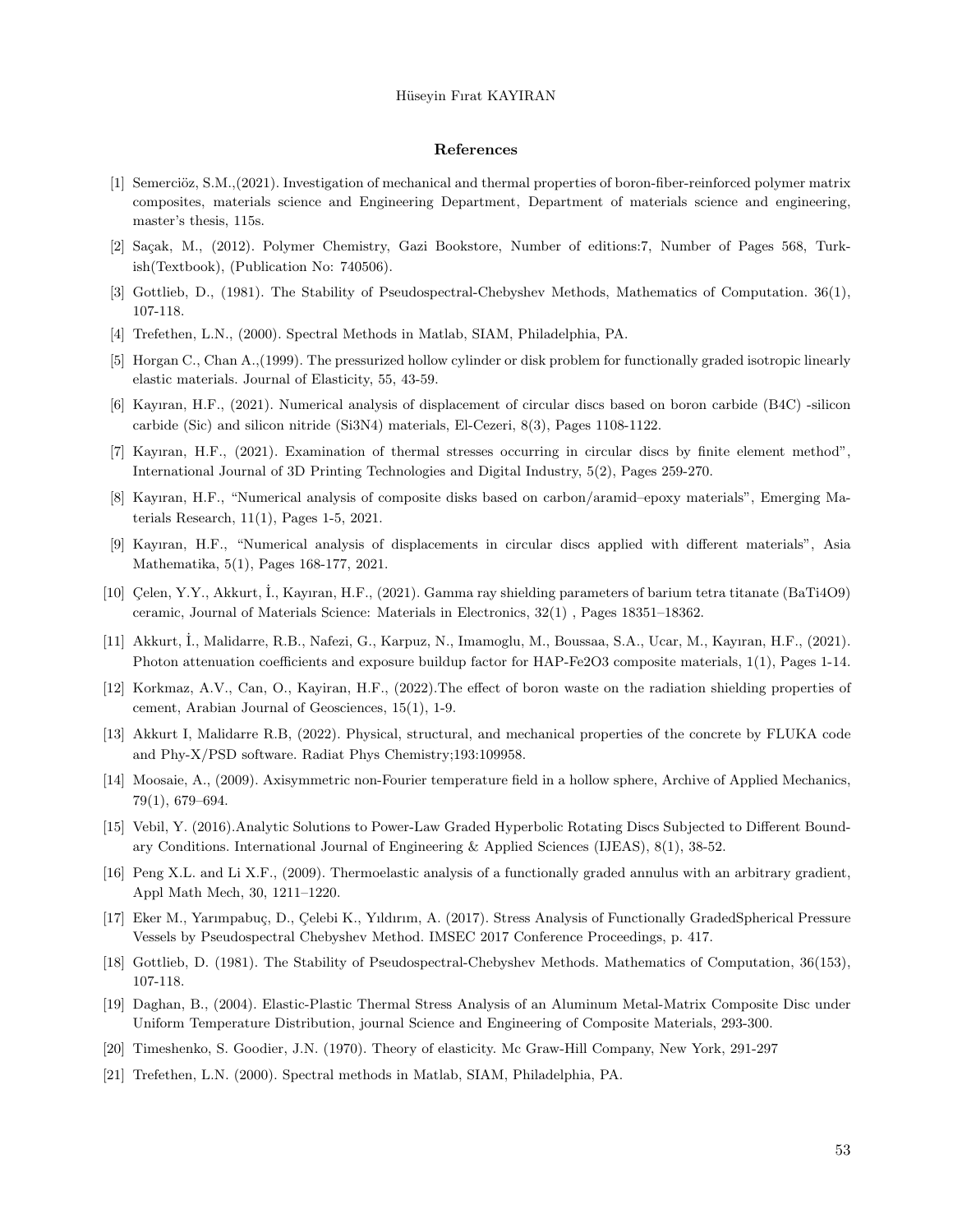## References

[1] Semerciöz, S.M.,(2021). Investigation of mechanical and thermal properties of boron-fiber-reinforced polymer matrix composites, materials science and Engineering Department, Department of materials science and engineering, master's thesis, 115s.

[2] Saçak, M., (2012). Polymer Chemistry, Gazi Bookstore, Number of editions:7, Number of Pages 568, Turkish(Textbook), (Publication No: 740506).

[3] Gottlieb, D., (1981). The Stability of Pseudospectral-Chebyshev Methods, Mathematics of Computation. 36(1), 107-118.

[4] Trefethen, L.N., (2000). Spectral Methods in Matlab, SIAM, Philadelphia, PA.

[5] Horgan C., Chan A.,(1999). The pressurized hollow cylinder or disk problem for functionally graded isotropic linearly elastic materials. Journal of Elasticity, 55, 43-59.

[6] Kayıran, H.F., (2021). Numerical analysis of displacement of circular discs based on boron carbide (B4C) -silicon carbide (Sic) and silicon nitride (Si3N4) materials, El-Cezeri, 8(3), Pages 1108-1122.

[7] Kayıran, H.F., (2021). Examination of thermal stresses occurring in circular discs by finite element method", International Journal of 3D Printing Technologies and Digital Industry, 5(2), Pages 259-270.

[8] Kayıran, H.F., "Numerical analysis of composite disks based on carbon/aramid–epoxy materials", Emerging Materials Research, 11(1), Pages 1-5, 2021.

[9] Kayıran, H.F., "Numerical analysis of displacements in circular discs applied with different materials", Asia Mathematika, 5(1), Pages 168-177, 2021.

[10] Çelen, Y.Y., Akkurt, İ., Kayıran, H.F., (2021). Gamma ray shielding parameters of barium tetra titanate (BaTi4O9) ceramic, Journal of Materials Science: Materials in Electronics, 32(1) , Pages 18351–18362.

[11] Akkurt, İ., Malidarre, R.B., Nafezi, G., Karpuz, N., Imamoglu, M., Boussaa, S.A., Ucar, M., Kayıran, H.F., (2021). Photon attenuation coefficients and exposure buildup factor for HAP-Fe2O3 composite materials, 1(1), Pages 1-14.

[12] Korkmaz, A.V., Can, O., Kayiran, H.F., (2022).The effect of boron waste on the radiation shielding properties of cement, Arabian Journal of Geosciences, 15(1), 1-9.

[13] Akkurt I, Malidarre R.B, (2022). Physical, structural, and mechanical properties of the concrete by FLUKA code and Phy-X/PSD software. Radiat Phys Chemistry;193:109958.

[14] Moosaie, A., (2009). Axisymmetric non-Fourier temperature field in a hollow sphere, Archive of Applied Mechanics, 79(1), 679–694.

[15] Vebil, Y. (2016).Analytic Solutions to Power-Law Graded Hyperbolic Rotating Discs Subjected to Different Boundary Conditions. International Journal of Engineering & Applied Sciences (IJEAS), 8(1), 38-52.

[16] Peng X.L. and Li X.F., (2009). Thermoelastic analysis of a functionally graded annulus with an arbitrary gradient, Appl Math Mech, 30, 1211–1220.

[17] Eker M., Yarımpabuç, D., Çelebi K., Yıldırım, A. (2017). Stress Analysis of Functionally GradedSpherical Pressure Vessels by Pseudospectral Chebyshev Method. IMSEC 2017 Conference Proceedings, p. 417.

[18] Gottlieb, D. (1981). The Stability of Pseudospectral-Chebyshev Methods. Mathematics of Computation, 36(153), 107-118.

[19] Daghan, B., (2004). Elastic-Plastic Thermal Stress Analysis of an Aluminum Metal-Matrix Composite Disc under Uniform Temperature Distribution, journal Science and Engineering of Composite Materials, 293-300.

[20] Timeshenko, S. Goodier, J.N. (1970). Theory of elasticity. Mc Graw-Hill Company, New York, 291-297

[21] Trefethen, L.N. (2000). Spectral methods in Matlab, SIAM, Philadelphia, PA.